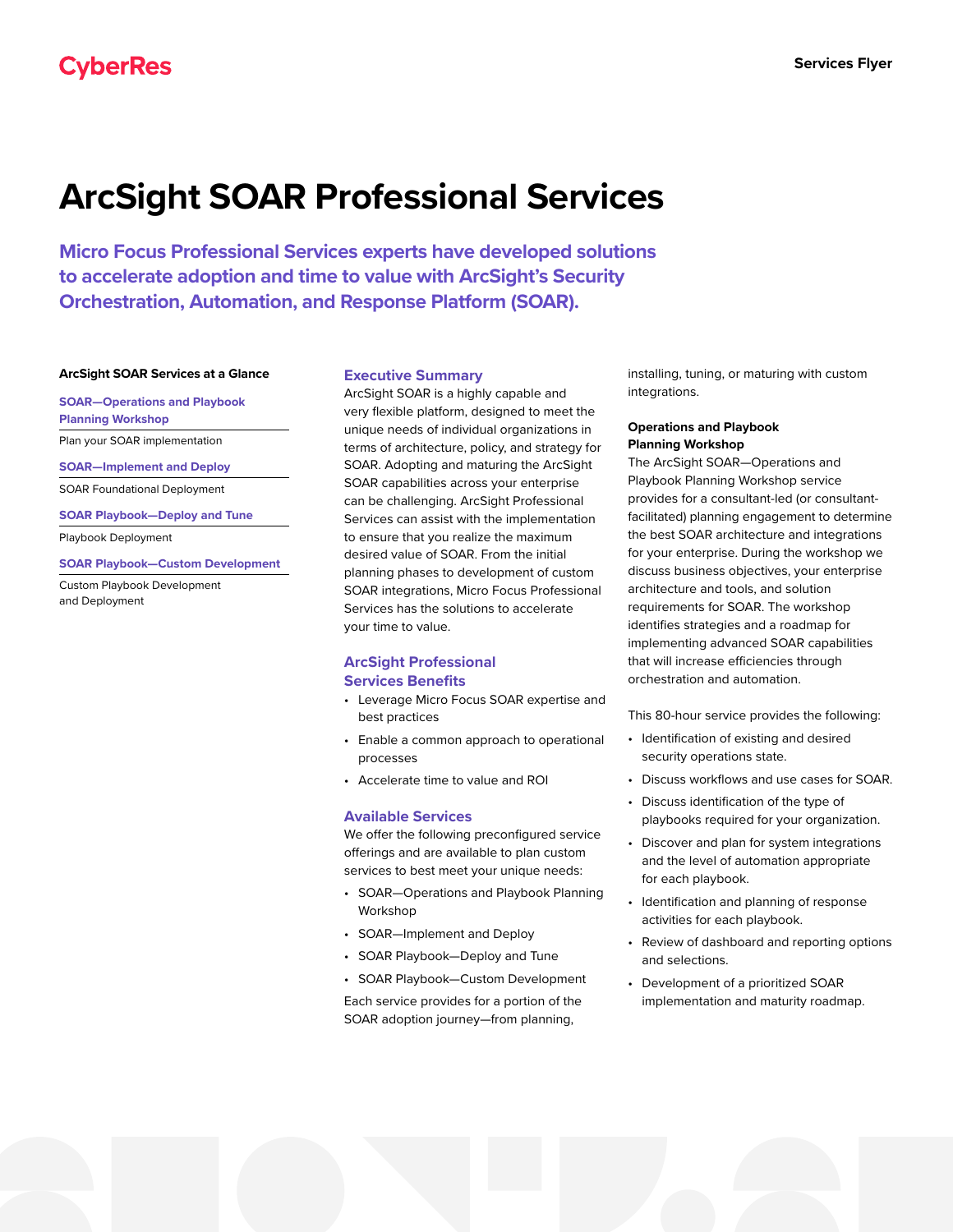CyberRes

Services Flyer

# ArcSight SOAR Professional Services

**Micro Focus Professional Services experts have developed solutions to accelerate adoption and time to value with ArcSight's Security Orchestration, Automation, and Response Platform (SOAR).**

**ArcSight SOAR Services at a Glance**

**SOAR—Operations and Playbook Planning Workshop**

Plan your SOAR implementation

**SOAR—Implement and Deploy**

SOAR Foundational Deployment

**SOAR Playbook—Deploy and Tune**

Playbook Deployment

**SOAR Playbook—Custom Development**

Custom Playbook Development and Deployment

## Executive Summary

ArcSight SOAR is a highly capable and very flexible platform, designed to meet the unique needs of individual organizations in terms of architecture, policy, and strategy for SOAR. Adopting and maturing the ArcSight SOAR capabilities across your enterprise can be challenging. ArcSight Professional Services can assist with the implementation to ensure that you realize the maximum desired value of SOAR. From the initial planning phases to development of custom SOAR integrations, Micro Focus Professional Services has the solutions to accelerate your time to value.

## ArcSight Professional Services Benefits

- Leverage Micro Focus SOAR expertise and best practices
- Enable a common approach to operational processes
- Accelerate time to value and ROI

## Available Services

We offer the following preconfigured service offerings and are available to plan custom services to best meet your unique needs:

- SOAR—Operations and Playbook Planning Workshop
- SOAR—Implement and Deploy
- SOAR Playbook—Deploy and Tune
- SOAR Playbook—Custom Development

Each service provides for a portion of the SOAR adoption journey—from planning, installing, tuning, or maturing with custom integrations.

### Operations and Playbook Planning Workshop

The ArcSight SOAR—Operations and Playbook Planning Workshop service provides for a consultant-led (or consultant-facilitated) planning engagement to determine the best SOAR architecture and integrations for your enterprise. During the workshop we discuss business objectives, your enterprise architecture and tools, and solution requirements for SOAR. The workshop identifies strategies and a roadmap for implementing advanced SOAR capabilities that will increase efficiencies through orchestration and automation.

This 80-hour service provides the following:

- Identification of existing and desired security operations state.
- Discuss workflows and use cases for SOAR.
- Discuss identification of the type of playbooks required for your organization.
- Discover and plan for system integrations and the level of automation appropriate for each playbook.
- Identification and planning of response activities for each playbook.
- Review of dashboard and reporting options and selections.
- Development of a prioritized SOAR implementation and maturity roadmap.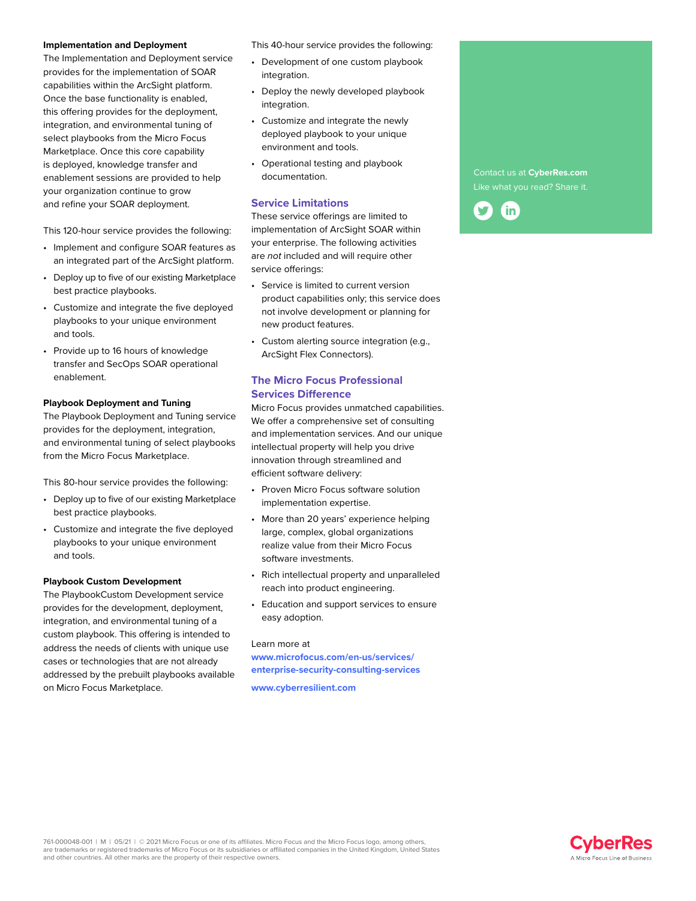### Implementation and Deployment

The Implementation and Deployment service provides for the implementation of SOAR capabilities within the ArcSight platform. Once the base functionality is enabled, this offering provides for the deployment, integration, and environmental tuning of select playbooks from the Micro Focus Marketplace. Once this core capability is deployed, knowledge transfer and enablement sessions are provided to help your organization continue to grow and refine your SOAR deployment.

This 120-hour service provides the following:

- Implement and configure SOAR features as an integrated part of the ArcSight platform.
- Deploy up to five of our existing Marketplace best practice playbooks.
- Customize and integrate the five deployed playbooks to your unique environment and tools.
- Provide up to 16 hours of knowledge transfer and SecOps SOAR operational enablement.

### Playbook Deployment and Tuning

The Playbook Deployment and Tuning service provides for the deployment, integration, and environmental tuning of select playbooks from the Micro Focus Marketplace.

This 80-hour service provides the following:

- Deploy up to five of our existing Marketplace best practice playbooks.
- Customize and integrate the five deployed playbooks to your unique environment and tools.

### Playbook Custom Development

The PlaybookCustom Development service provides for the development, deployment, integration, and environmental tuning of a custom playbook. This offering is intended to address the needs of clients with unique use cases or technologies that are not already addressed by the prebuilt playbooks available on Micro Focus Marketplace.

This 40-hour service provides the following:

- Development of one custom playbook integration.
- Deploy the newly developed playbook integration.
- Customize and integrate the newly deployed playbook to your unique environment and tools.
- Operational testing and playbook documentation.

## Service Limitations

These service offerings are limited to implementation of ArcSight SOAR within your enterprise. The following activities are *not* included and will require other service offerings:

- Service is limited to current version product capabilities only; this service does not involve development or planning for new product features.
- Custom alerting source integration (e.g., ArcSight Flex Connectors).

## The Micro Focus Professional Services Difference

Micro Focus provides unmatched capabilities. We offer a comprehensive set of consulting and implementation services. And our unique intellectual property will help you drive innovation through streamlined and efficient software delivery:

- Proven Micro Focus software solution implementation expertise.
- More than 20 years' experience helping large, complex, global organizations realize value from their Micro Focus software investments.
- Rich intellectual property and unparalleled reach into product engineering.
- Education and support services to ensure easy adoption.

Learn more at
**www.microfocus.com/en-us/services/enterprise-security-consulting-services**

**www.cyberresilient.com**

Contact us at **CyberRes.com**
Like what you read? Share it.

761-000048-001 | M | 05/21 | © 2021 Micro Focus or one of its affiliates. Micro Focus and the Micro Focus logo, among others, are trademarks or registered trademarks of Micro Focus or its subsidiaries or affiliated companies in the United Kingdom, United States and other countries. All other marks are the property of their respective owners.

CyberRes
A Micro Focus Line of Business